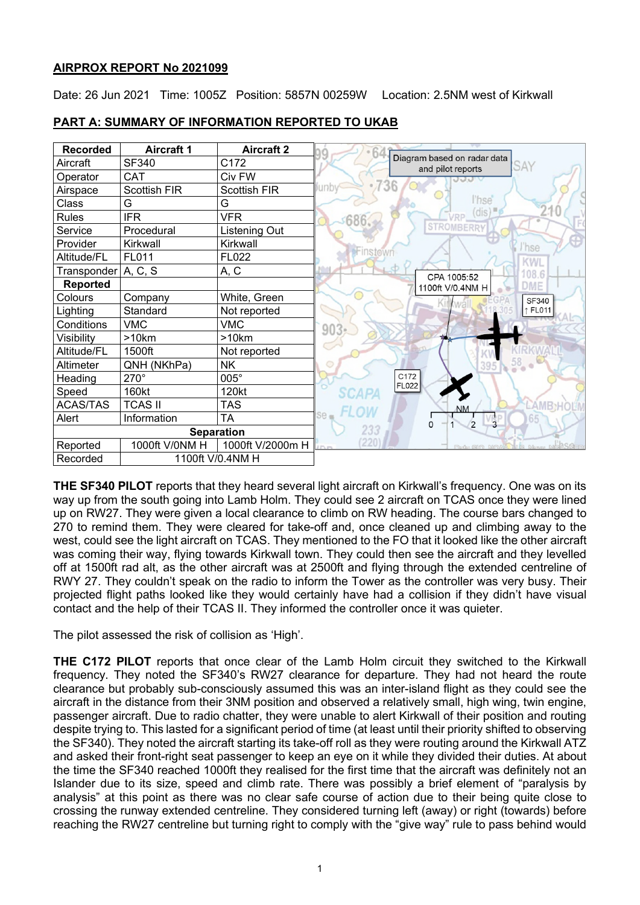**AIRPROX REPORT No 2021099**

Date: 26 Jun 2021 Time: 1005Z Position: 5857N 00259W Location: 2.5NM west of Kirkwall

**PART A: SUMMARY OF INFORMATION REPORTED TO UKAB**

| Recorded | Aircraft 1 | Aircraft 2 |
|---|---|---|
| Aircraft | SF340 | C172 |
| Operator | CAT | Civ FW |
| Airspace | Scottish FIR | Scottish FIR |
| Class | G | G |
| Rules | IFR | VFR |
| Service | Procedural | Listening Out |
| Provider | Kirkwall | Kirkwall |
| Altitude/FL | FL011 | FL022 |
| Transponder | A, C, S | A, C |
| **Reported** | | |
| Colours | Company | White, Green |
| Lighting | Standard | Not reported |
| Conditions | VMC | VMC |
| Visibility | >10km | >10km |
| Altitude/FL | 1500ft | Not reported |
| Altimeter | QNH (NKhPa) | NK |
| Heading | 270° | 005° |
| Speed | 160kt | 120kt |
| ACAS/TAS | TCAS II | TAS |
| Alert | Information | TA |
| **Separation** | | |
| Reported | 1000ft V/0NM H | 1000ft V/2000m H |
| Recorded | 1100ft V/0.4NM H | |

Diagram based on radar data and pilot reports

CPA 1005:52 1100ft V/0.4NM H

SF340 ↑ FL011

C172 FL022

**THE SF340 PILOT** reports that they heard several light aircraft on Kirkwall's frequency. One was on its way up from the south going into Lamb Holm. They could see 2 aircraft on TCAS once they were lined up on RW27. They were given a local clearance to climb on RW heading. The course bars changed to 270 to remind them. They were cleared for take-off and, once cleaned up and climbing away to the west, could see the light aircraft on TCAS. They mentioned to the FO that it looked like the other aircraft was coming their way, flying towards Kirkwall town. They could then see the aircraft and they levelled off at 1500ft rad alt, as the other aircraft was at 2500ft and flying through the extended centreline of RWY 27. They couldn't speak on the radio to inform the Tower as the controller was very busy. Their projected flight paths looked like they would certainly have had a collision if they didn't have visual contact and the help of their TCAS II. They informed the controller once it was quieter.

The pilot assessed the risk of collision as 'High'.

**THE C172 PILOT** reports that once clear of the Lamb Holm circuit they switched to the Kirkwall frequency. They noted the SF340's RW27 clearance for departure. They had not heard the route clearance but probably sub-consciously assumed this was an inter-island flight as they could see the aircraft in the distance from their 3NM position and observed a relatively small, high wing, twin engine, passenger aircraft. Due to radio chatter, they were unable to alert Kirkwall of their position and routing despite trying to. This lasted for a significant period of time (at least until their priority shifted to observing the SF340). They noted the aircraft starting its take-off roll as they were routing around the Kirkwall ATZ and asked their front-right seat passenger to keep an eye on it while they divided their duties. At about the time the SF340 reached 1000ft they realised for the first time that the aircraft was definitely not an Islander due to its size, speed and climb rate. There was possibly a brief element of "paralysis by analysis" at this point as there was no clear safe course of action due to their being quite close to crossing the runway extended centreline. They considered turning left (away) or right (towards) before reaching the RW27 centreline but turning right to comply with the "give way" rule to pass behind would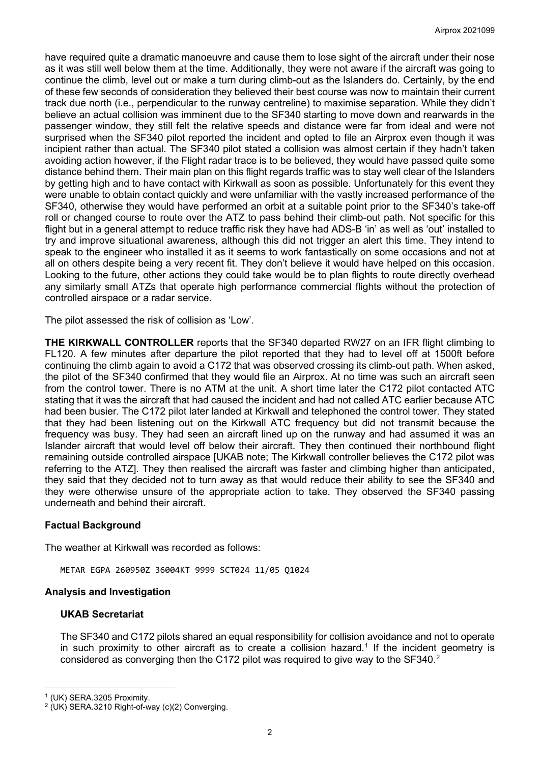have required quite a dramatic manoeuvre and cause them to lose sight of the aircraft under their nose as it was still well below them at the time. Additionally, they were not aware if the aircraft was going to continue the climb, level out or make a turn during climb-out as the Islanders do. Certainly, by the end of these few seconds of consideration they believed their best course was now to maintain their current track due north (i.e., perpendicular to the runway centreline) to maximise separation. While they didn't believe an actual collision was imminent due to the SF340 starting to move down and rearwards in the passenger window, they still felt the relative speeds and distance were far from ideal and were not surprised when the SF340 pilot reported the incident and opted to file an Airprox even though it was incipient rather than actual. The SF340 pilot stated a collision was almost certain if they hadn't taken avoiding action however, if the Flight radar trace is to be believed, they would have passed quite some distance behind them. Their main plan on this flight regards traffic was to stay well clear of the Islanders by getting high and to have contact with Kirkwall as soon as possible. Unfortunately for this event they were unable to obtain contact quickly and were unfamiliar with the vastly increased performance of the SF340, otherwise they would have performed an orbit at a suitable point prior to the SF340's take-off roll or changed course to route over the ATZ to pass behind their climb-out path. Not specific for this flight but in a general attempt to reduce traffic risk they have had ADS-B 'in' as well as 'out' installed to try and improve situational awareness, although this did not trigger an alert this time. They intend to speak to the engineer who installed it as it seems to work fantastically on some occasions and not at all on others despite being a very recent fit. They don't believe it would have helped on this occasion. Looking to the future, other actions they could take would be to plan flights to route directly overhead any similarly small ATZs that operate high performance commercial flights without the protection of controlled airspace or a radar service.

The pilot assessed the risk of collision as 'Low'.

**THE KIRKWALL CONTROLLER** reports that the SF340 departed RW27 on an IFR flight climbing to FL120. A few minutes after departure the pilot reported that they had to level off at 1500ft before continuing the climb again to avoid a C172 that was observed crossing its climb-out path. When asked, the pilot of the SF340 confirmed that they would file an Airprox. At no time was such an aircraft seen from the control tower. There is no ATM at the unit. A short time later the C172 pilot contacted ATC stating that it was the aircraft that had caused the incident and had not called ATC earlier because ATC had been busier. The C172 pilot later landed at Kirkwall and telephoned the control tower. They stated that they had been listening out on the Kirkwall ATC frequency but did not transmit because the frequency was busy. They had seen an aircraft lined up on the runway and had assumed it was an Islander aircraft that would level off below their aircraft. They then continued their northbound flight remaining outside controlled airspace [UKAB note; The Kirkwall controller believes the C172 pilot was referring to the ATZ]. They then realised the aircraft was faster and climbing higher than anticipated, they said that they decided not to turn away as that would reduce their ability to see the SF340 and they were otherwise unsure of the appropriate action to take. They observed the SF340 passing underneath and behind their aircraft.

## Factual Background

The weather at Kirkwall was recorded as follows:

```
METAR EGPA 260950Z 36004KT 9999 SCT024 11/05 Q1024
```

## Analysis and Investigation

### UKAB Secretariat

The SF340 and C172 pilots shared an equal responsibility for collision avoidance and not to operate in such proximity to other aircraft as to create a collision hazard.[1] If the incident geometry is considered as converging then the C172 pilot was required to give way to the SF340.[2]

---

[1] (UK) SERA.3205 Proximity.

[2] (UK) SERA.3210 Right-of-way (c)(2) Converging.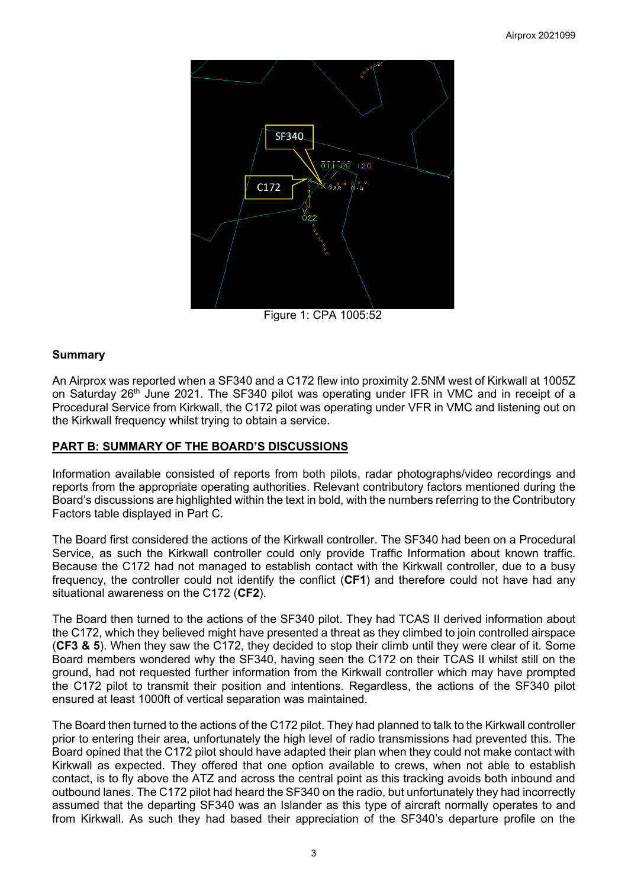Figure 1: CPA 1005:52

**Summary**

An Airprox was reported when a SF340 and a C172 flew into proximity 2.5NM west of Kirkwall at 1005Z on Saturday 26th June 2021. The SF340 pilot was operating under IFR in VMC and in receipt of a Procedural Service from Kirkwall, the C172 pilot was operating under VFR in VMC and listening out on the Kirkwall frequency whilst trying to obtain a service.

## PART B: SUMMARY OF THE BOARD'S DISCUSSIONS

Information available consisted of reports from both pilots, radar photographs/video recordings and reports from the appropriate operating authorities. Relevant contributory factors mentioned during the Board's discussions are highlighted within the text in bold, with the numbers referring to the Contributory Factors table displayed in Part C.

The Board first considered the actions of the Kirkwall controller. The SF340 had been on a Procedural Service, as such the Kirkwall controller could only provide Traffic Information about known traffic. Because the C172 had not managed to establish contact with the Kirkwall controller, due to a busy frequency, the controller could not identify the conflict (**CF1**) and therefore could not have had any situational awareness on the C172 (**CF2**).

The Board then turned to the actions of the SF340 pilot. They had TCAS II derived information about the C172, which they believed might have presented a threat as they climbed to join controlled airspace (**CF3 & 5**). When they saw the C172, they decided to stop their climb until they were clear of it. Some Board members wondered why the SF340, having seen the C172 on their TCAS II whilst still on the ground, had not requested further information from the Kirkwall controller which may have prompted the C172 pilot to transmit their position and intentions. Regardless, the actions of the SF340 pilot ensured at least 1000ft of vertical separation was maintained.

The Board then turned to the actions of the C172 pilot. They had planned to talk to the Kirkwall controller prior to entering their area, unfortunately the high level of radio transmissions had prevented this. The Board opined that the C172 pilot should have adapted their plan when they could not make contact with Kirkwall as expected. They offered that one option available to crews, when not able to establish contact, is to fly above the ATZ and across the central point as this tracking avoids both inbound and outbound lanes. The C172 pilot had heard the SF340 on the radio, but unfortunately they had incorrectly assumed that the departing SF340 was an Islander as this type of aircraft normally operates to and from Kirkwall. As such they had based their appreciation of the SF340's departure profile on the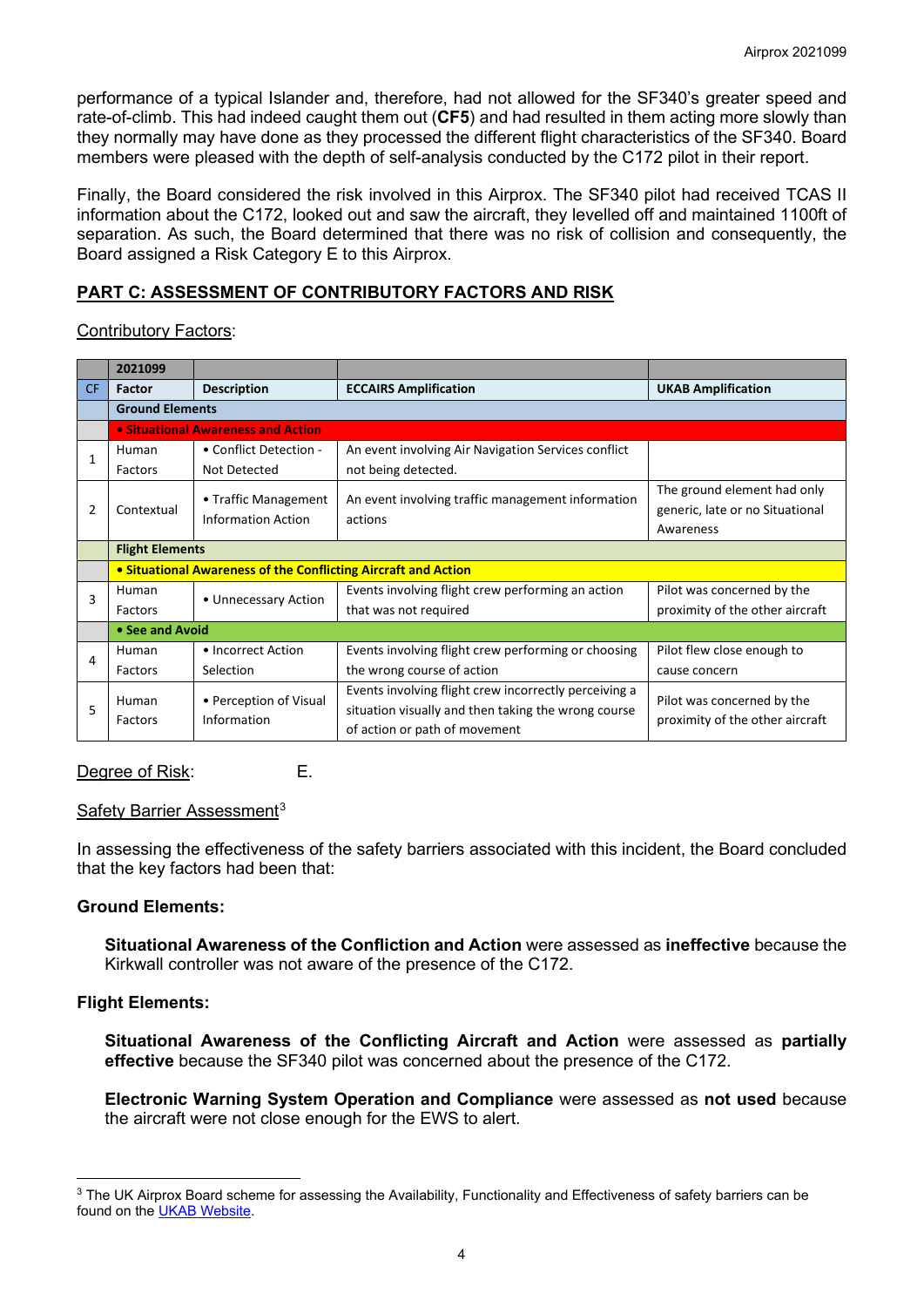performance of a typical Islander and, therefore, had not allowed for the SF340's greater speed and rate-of-climb. This had indeed caught them out (**CF5**) and had resulted in them acting more slowly than they normally may have done as they processed the different flight characteristics of the SF340. Board members were pleased with the depth of self-analysis conducted by the C172 pilot in their report.

Finally, the Board considered the risk involved in this Airprox. The SF340 pilot had received TCAS II information about the C172, looked out and saw the aircraft, they levelled off and maintained 1100ft of separation. As such, the Board determined that there was no risk of collision and consequently, the Board assigned a Risk Category E to this Airprox.

## PART C: ASSESSMENT OF CONTRIBUTORY FACTORS AND RISK

Contributory Factors:

| | 2021099 | | | |
|---|---|---|---|---|
| **CF** | **Factor** | **Description** | **ECCAIRS Amplification** | **UKAB Amplification** |
| | **Ground Elements** | | | |
| | **• Situational Awareness and Action** | | | |
| 1 | Human Factors | • Conflict Detection - Not Detected | An event involving Air Navigation Services conflict not being detected. | |
| 2 | Contextual | • Traffic Management Information Action | An event involving traffic management information actions | The ground element had only generic, late or no Situational Awareness |
| | **Flight Elements** | | | |
| | **• Situational Awareness of the Conflicting Aircraft and Action** | | | |
| 3 | Human Factors | • Unnecessary Action | Events involving flight crew performing an action that was not required | Pilot was concerned by the proximity of the other aircraft |
| | **• See and Avoid** | | | |
| 4 | Human Factors | • Incorrect Action Selection | Events involving flight crew performing or choosing the wrong course of action | Pilot flew close enough to cause concern |
| 5 | Human Factors | • Perception of Visual Information | Events involving flight crew incorrectly perceiving a situation visually and then taking the wrong course of action or path of movement | Pilot was concerned by the proximity of the other aircraft |

Degree of Risk: E.

Safety Barrier Assessment[3]

In assessing the effectiveness of the safety barriers associated with this incident, the Board concluded that the key factors had been that:

**Ground Elements:**

**Situational Awareness of the Confliction and Action** were assessed as **ineffective** because the Kirkwall controller was not aware of the presence of the C172.

**Flight Elements:**

**Situational Awareness of the Conflicting Aircraft and Action** were assessed as **partially effective** because the SF340 pilot was concerned about the presence of the C172.

**Electronic Warning System Operation and Compliance** were assessed as **not used** because the aircraft were not close enough for the EWS to alert.

---

[3] The UK Airprox Board scheme for assessing the Availability, Functionality and Effectiveness of safety barriers can be found on the UKAB Website.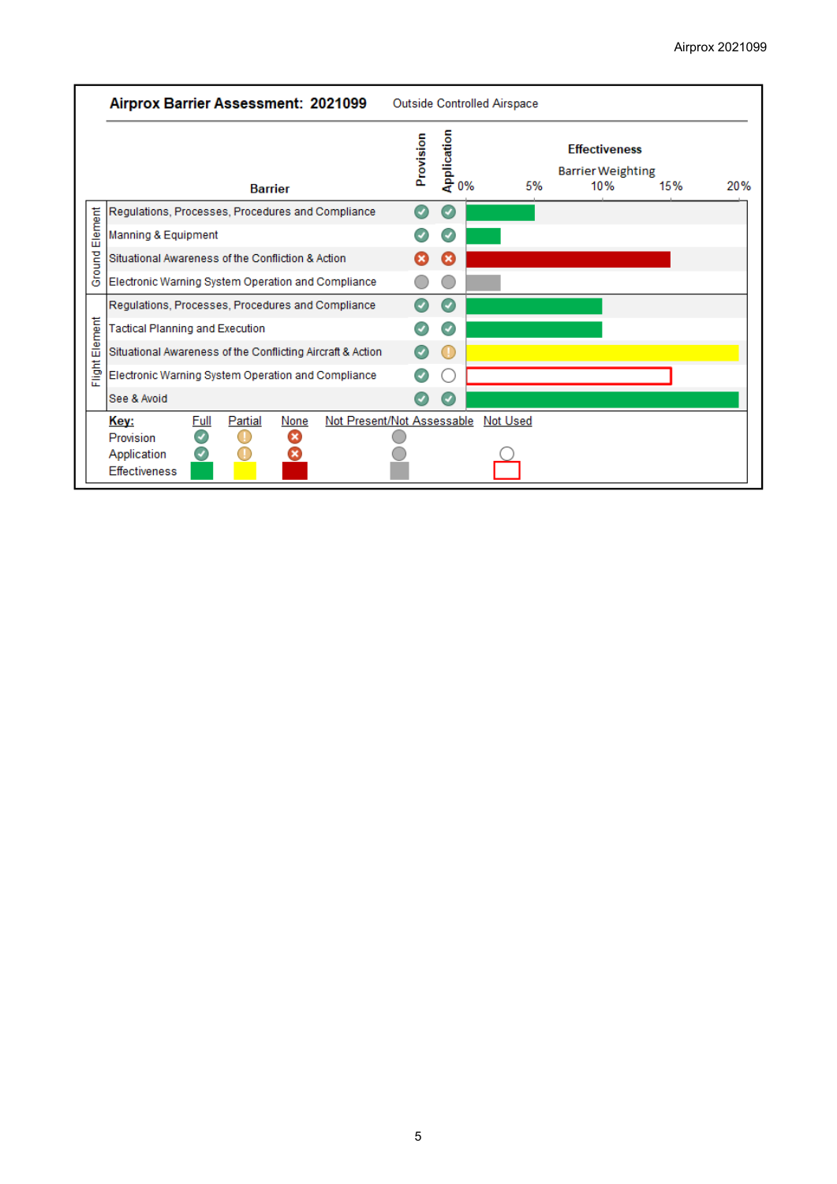**Airprox Barrier Assessment: 2021099** Outside Controlled Airspace

Barrier

Provision

Application

Effectiveness

Barrier Weighting

0% 5% 10% 15% 20%

Ground Element

Regulations, Processes, Procedures and Compliance

Manning & Equipment

Situational Awareness of the Confliction & Action

Electronic Warning System Operation and Compliance

Flight Element

Regulations, Processes, Procedures and Compliance

Tactical Planning and Execution

Situational Awareness of the Conflicting Aircraft & Action

Electronic Warning System Operation and Compliance

See & Avoid

Key: Full Partial None Not Present/Not Assessable Not Used

Provision

Application

Effectiveness